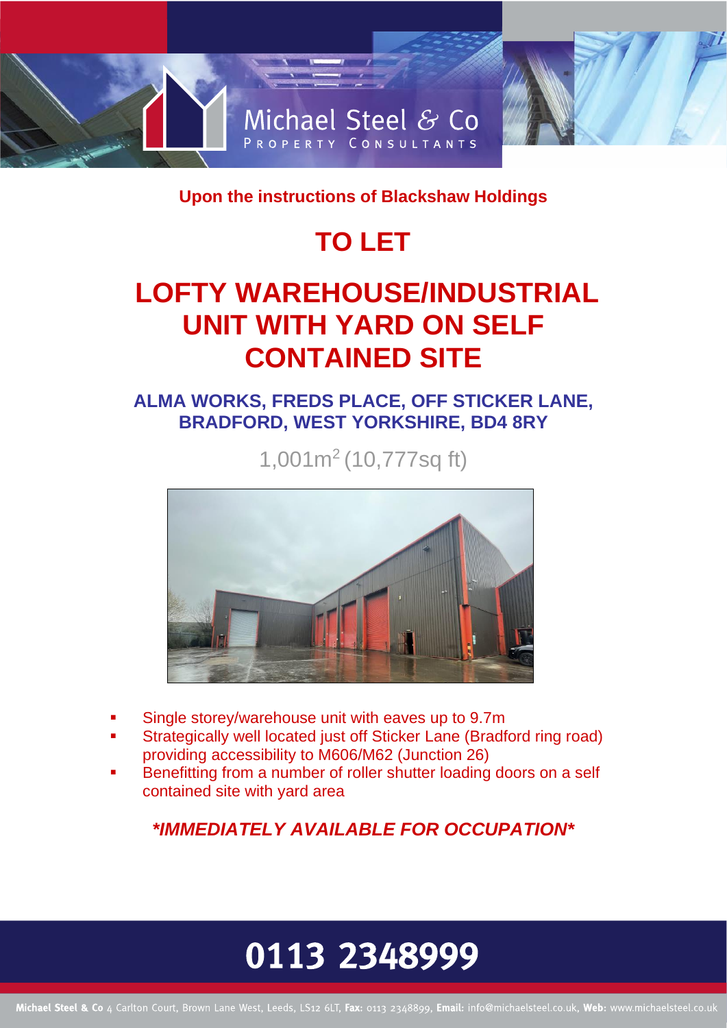Michael Steel & Co
PROPERTY CONSULTANTS

**Upon the instructions of Blackshaw Holdings**

# TO LET

# LOFTY WAREHOUSE/INDUSTRIAL UNIT WITH YARD ON SELF CONTAINED SITE

## ALMA WORKS, FREDS PLACE, OFF STICKER LANE, BRADFORD, WEST YORKSHIRE, BD4 8RY

1,001m$^2$ (10,777sq ft)

- Single storey/warehouse unit with eaves up to 9.7m
- Strategically well located just off Sticker Lane (Bradford ring road) providing accessibility to M606/M62 (Junction 26)
- Benefitting from a number of roller shutter loading doors on a self contained site with yard area

***IMMEDIATELY AVAILABLE FOR OCCUPATION***

**0113 2348999**

**Michael Steel & Co** 4 Carlton Court, Brown Lane West, Leeds, LS12 6LT, **Fax:** 0113 2348899, **Email:** info@michaelsteel.co.uk, **Web:** www.michaelsteel.co.uk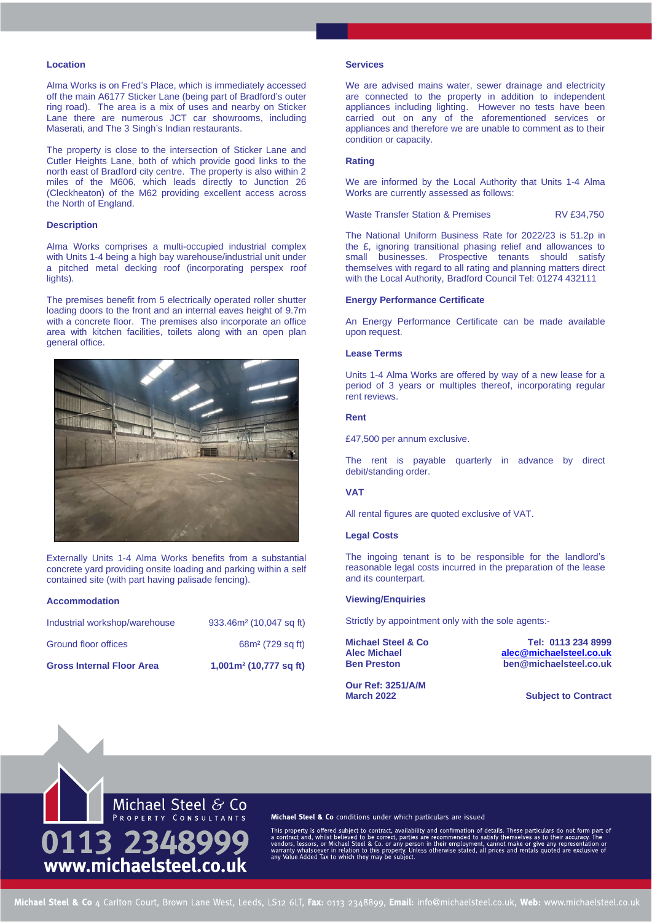## Location

Alma Works is on Fred's Place, which is immediately accessed off the main A6177 Sticker Lane (being part of Bradford's outer ring road). The area is a mix of uses and nearby on Sticker Lane there are numerous JCT car showrooms, including Maserati, and The 3 Singh's Indian restaurants.

The property is close to the intersection of Sticker Lane and Cutler Heights Lane, both of which provide good links to the north east of Bradford city centre. The property is also within 2 miles of the M606, which leads directly to Junction 26 (Cleckheaton) of the M62 providing excellent access across the North of England.

## Description

Alma Works comprises a multi-occupied industrial complex with Units 1-4 being a high bay warehouse/industrial unit under a pitched metal decking roof (incorporating perspex roof lights).

The premises benefit from 5 electrically operated roller shutter loading doors to the front and an internal eaves height of 9.7m with a concrete floor. The premises also incorporate an office area with kitchen facilities, toilets along with an open plan general office.

Externally Units 1-4 Alma Works benefits from a substantial concrete yard providing onsite loading and parking within a self contained site (with part having palisade fencing).

## Accommodation

| | |
|---|---|
| Industrial workshop/warehouse | 933.46m² (10,047 sq ft) |
| Ground floor offices | 68m² (729 sq ft) |
| **Gross Internal Floor Area** | **1,001m² (10,777 sq ft)** |

## Services

We are advised mains water, sewer drainage and electricity are connected to the property in addition to independent appliances including lighting. However no tests have been carried out on any of the aforementioned services or appliances and therefore we are unable to comment as to their condition or capacity.

## Rating

We are informed by the Local Authority that Units 1-4 Alma Works are currently assessed as follows:

| | |
|---|---|
| Waste Transfer Station & Premises | RV £34,750 |

The National Uniform Business Rate for 2022/23 is 51.2p in the £, ignoring transitional phasing relief and allowances to small businesses. Prospective tenants should satisfy themselves with regard to all rating and planning matters direct with the Local Authority, Bradford Council Tel: 01274 432111

## Energy Performance Certificate

An Energy Performance Certificate can be made available upon request.

## Lease Terms

Units 1-4 Alma Works are offered by way of a new lease for a period of 3 years or multiples thereof, incorporating regular rent reviews.

## Rent

£47,500 per annum exclusive.

The rent is payable quarterly in advance by direct debit/standing order.

## VAT

All rental figures are quoted exclusive of VAT.

## Legal Costs

The ingoing tenant is to be responsible for the landlord's reasonable legal costs incurred in the preparation of the lease and its counterpart.

## Viewing/Enquiries

Strictly by appointment only with the sole agents:-

**Michael Steel & Co** — **Tel: 0113 234 8999**
**Alec Michael** — **alec@michaelsteel.co.uk**
**Ben Preston** — **ben@michaelsteel.co.uk**

**Our Ref: 3251/A/M**
**March 2022**

**Subject to Contract**

Michael Steel & Co
PROPERTY CONSULTANTS
0113 2348999
www.michaelsteel.co.uk

**Michael Steel & Co** conditions under which particulars are issued

This property is offered subject to contract, availability and confirmation of details. These particulars do not form part of a contract and, whilst believed to be correct, parties are recommended to satisfy themselves as to their accuracy. The vendors, lessors, or Michael Steel & Co. or any person in their employment, cannot make or give any representation or warranty whatsoever in relation to this property. Unless otherwise stated, all prices and rentals quoted are exclusive of any Value Added Tax to which they may be subject.

**Michael Steel & Co** 4 Carlton Court, Brown Lane West, Leeds, LS12 6LT, **Fax:** 0113 2348899, **Email:** info@michaelsteel.co.uk, **Web:** www.michaelsteel.co.uk